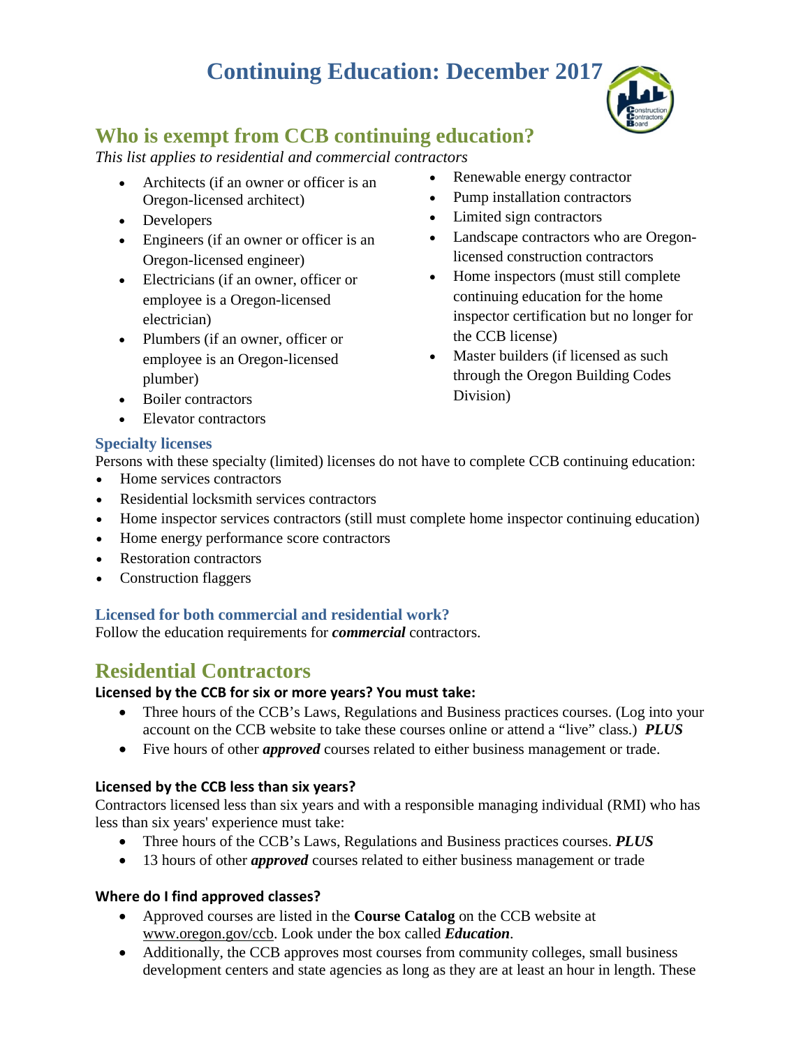# Continuing Education: December 2017

## Who is exempt from CCB continuing education?

*This list applies to residential and commercial contractors*

- Architects (if an owner or officer is an Oregon-licensed architect)
- Developers
- Engineers (if an owner or officer is an Oregon-licensed engineer)
- Electricians (if an owner, officer or employee is a Oregon-licensed electrician)
- Plumbers (if an owner, officer or employee is an Oregon-licensed plumber)
- Boiler contractors
- Elevator contractors
- Renewable energy contractor
- Pump installation contractors
- Limited sign contractors
- Landscape contractors who are Oregon-licensed construction contractors
- Home inspectors (must still complete continuing education for the home inspector certification but no longer for the CCB license)
- Master builders (if licensed as such through the Oregon Building Codes Division)

### Specialty licenses

Persons with these specialty (limited) licenses do not have to complete CCB continuing education:

- Home services contractors
- Residential locksmith services contractors
- Home inspector services contractors (still must complete home inspector continuing education)
- Home energy performance score contractors
- Restoration contractors
- Construction flaggers

### Licensed for both commercial and residential work?

Follow the education requirements for ***commercial*** contractors.

## Residential Contractors

#### Licensed by the CCB for six or more years? You must take:

- Three hours of the CCB's Laws, Regulations and Business practices courses. (Log into your account on the CCB website to take these courses online or attend a "live" class.) ***PLUS***
- Five hours of other ***approved*** courses related to either business management or trade.

#### Licensed by the CCB less than six years?

Contractors licensed less than six years and with a responsible managing individual (RMI) who has less than six years' experience must take:

- Three hours of the CCB's Laws, Regulations and Business practices courses. ***PLUS***
- 13 hours of other ***approved*** courses related to either business management or trade

#### Where do I find approved classes?

- Approved courses are listed in the **Course Catalog** on the CCB website at www.oregon.gov/ccb. Look under the box called ***Education***.
- Additionally, the CCB approves most courses from community colleges, small business development centers and state agencies as long as they are at least an hour in length. These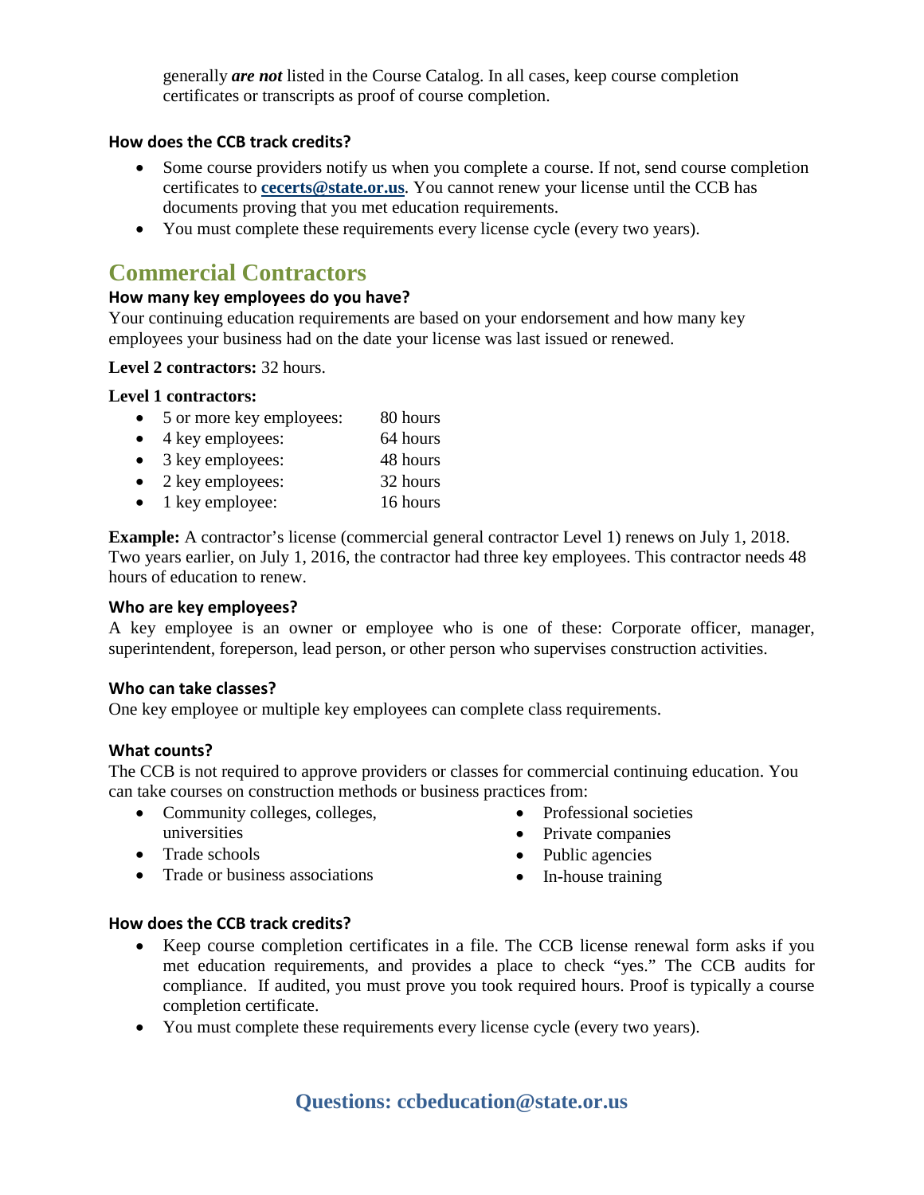generally ***are not*** listed in the Course Catalog. In all cases, keep course completion certificates or transcripts as proof of course completion.

### How does the CCB track credits?

- Some course providers notify us when you complete a course. If not, send course completion certificates to **cecerts@state.or.us**. You cannot renew your license until the CCB has documents proving that you met education requirements.
- You must complete these requirements every license cycle (every two years).

## Commercial Contractors

### How many key employees do you have?

Your continuing education requirements are based on your endorsement and how many key employees your business had on the date your license was last issued or renewed.

**Level 2 contractors:** 32 hours.

**Level 1 contractors:**

- 5 or more key employees: 80 hours
- 4 key employees: 64 hours
- 3 key employees: 48 hours
- 2 key employees: 32 hours
- 1 key employee: 16 hours

**Example:** A contractor's license (commercial general contractor Level 1) renews on July 1, 2018. Two years earlier, on July 1, 2016, the contractor had three key employees. This contractor needs 48 hours of education to renew.

### Who are key employees?

A key employee is an owner or employee who is one of these: Corporate officer, manager, superintendent, foreperson, lead person, or other person who supervises construction activities.

### Who can take classes?

One key employee or multiple key employees can complete class requirements.

### What counts?

The CCB is not required to approve providers or classes for commercial continuing education. You can take courses on construction methods or business practices from:

- Community colleges, colleges, universities
- Trade schools
- Trade or business associations
- Professional societies
- Private companies
- Public agencies
- In-house training

### How does the CCB track credits?

- Keep course completion certificates in a file. The CCB license renewal form asks if you met education requirements, and provides a place to check "yes." The CCB audits for compliance. If audited, you must prove you took required hours. Proof is typically a course completion certificate.
- You must complete these requirements every license cycle (every two years).

**Questions: ccbeducation@state.or.us**